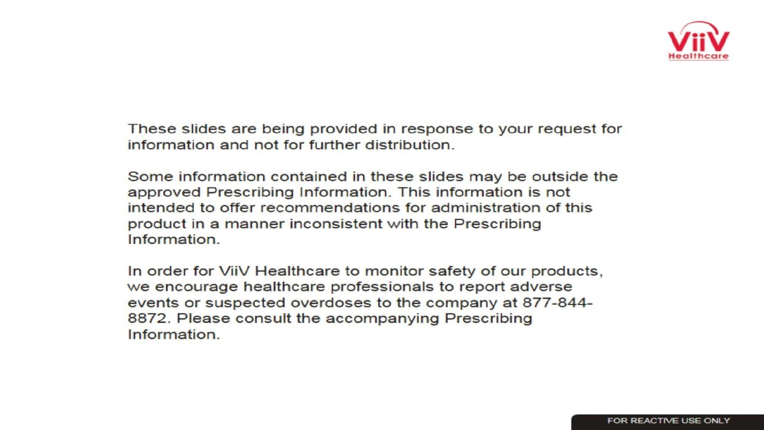These slides are being provided in response to your request for information and not for further distribution.

Some information contained in these slides may be outside the approved Prescribing Information. This information is not intended to offer recommendations for administration of this product in a manner inconsistent with the Prescribing Information.

In order for ViiV Healthcare to monitor safety of our products, we encourage healthcare professionals to report adverse events or suspected overdoses to the company at 877-844-8872. Please consult the accompanying Prescribing Information.

FOR REACTIVE USE ONLY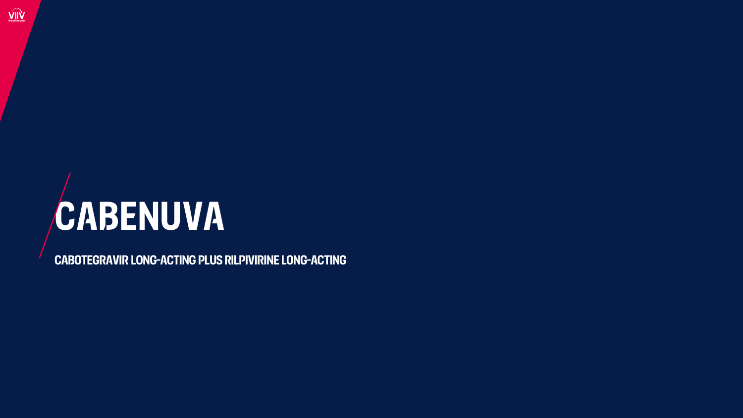# CABENUVA

CABOTEGRAVIR LONG-ACTING PLUS RILPIVIRINE LONG-ACTING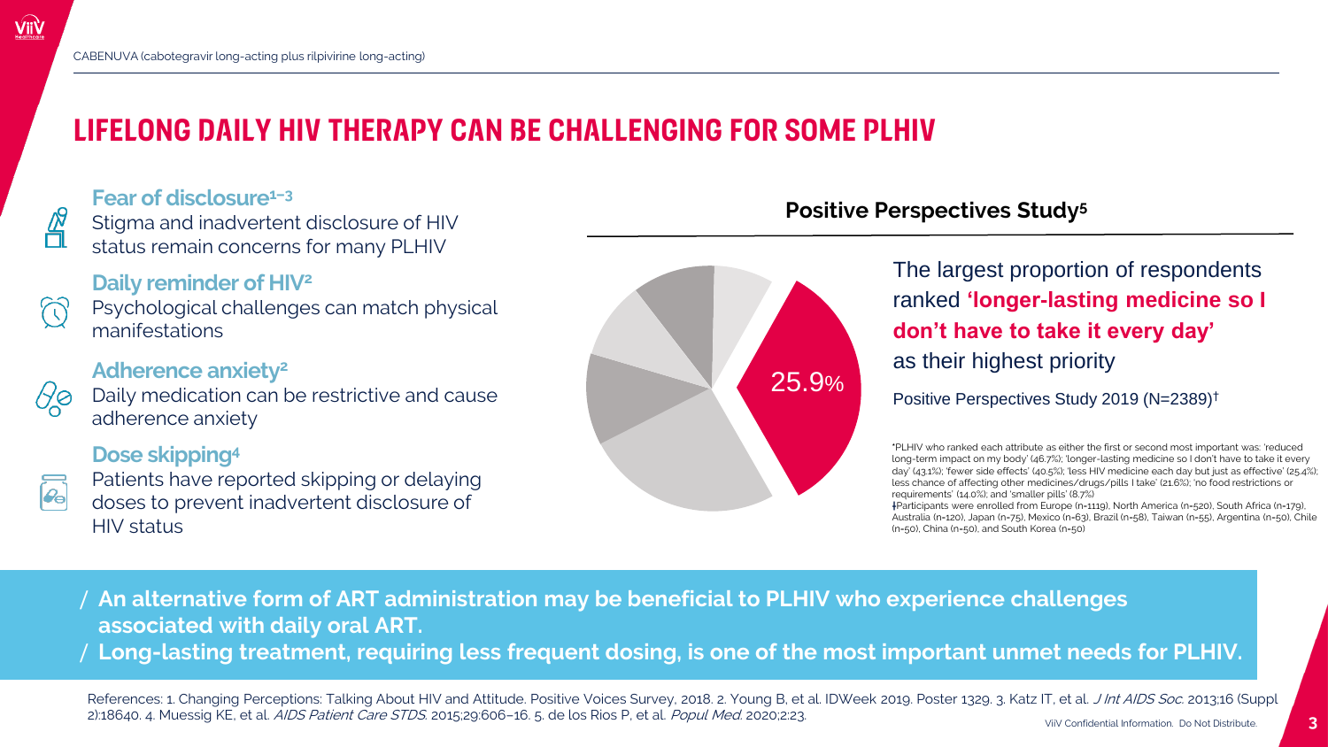## LIFELONG DAILY HIV THERAPY CAN BE CHALLENGING FOR SOME PLHIV

**Fear of disclosure**[1–3]
Stigma and inadvertent disclosure of HIV status remain concerns for many PLHIV

**Daily reminder of HIV**[2]
Psychological challenges can match physical manifestations

**Adherence anxiety**[2]
Daily medication can be restrictive and cause adherence anxiety

**Dose skipping**[4]
Patients have reported skipping or delaying doses to prevent inadvertent disclosure of HIV status

### Positive Perspectives Study[5]

25.9%

The largest proportion of respondents ranked **'longer-lasting medicine so I don't have to take it every day'** as their highest priority

Positive Perspectives Study 2019 (N=2389)†

*PLHIV who ranked each attribute as either the first or second most important was: 'reduced long-term impact on my body' (46.7%); 'longer-lasting medicine so I don't have to take it every day' (43.1%); 'fewer side effects' (40.5%); 'less HIV medicine each day but just as effective' (25.4%); less chance of affecting other medicines/drugs/pills I take' (21.6%); 'no food restrictions or requirements' (14.0%); and 'smaller pills' (8.7%)
†Participants were enrolled from Europe (n=1119), North America (n=520), South Africa (n=179), Australia (n=120), Japan (n=75), Mexico (n=63), Brazil (n=58), Taiwan (n=55), Argentina (n=50), Chile (n=50), China (n=50), and South Korea (n=50)

- **An alternative form of ART administration may be beneficial to PLHIV who experience challenges associated with daily oral ART.**
- **Long-lasting treatment, requiring less frequent dosing, is one of the most important unmet needs for PLHIV.**

References: 1. Changing Perceptions: Talking About HIV and Attitude. Positive Voices Survey, 2018. 2. Young B, et al. IDWeek 2019. Poster 1329. 3. Katz IT, et al. *J Int AIDS Soc*. 2013;16 (Suppl 2):18640. 4. Muessig KE, et al. *AIDS Patient Care STDS*. 2015;29:606–16. 5. de los Rios P, et al. *Popul Med*. 2020;2:23.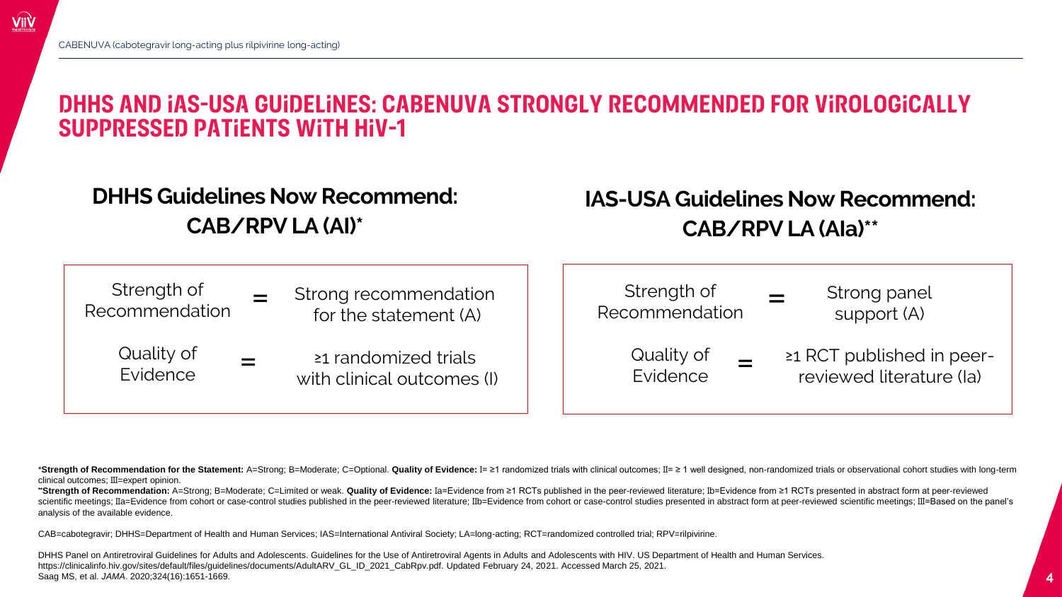# DHHS AND IAS-USA GUIDELINES: CABENUVA STRONGLY RECOMMENDED FOR VIROLOGICALLY SUPPRESSED PATIENTS WITH HIV-1

## DHHS Guidelines Now Recommend: CAB/RPV LA (AI)*

| | | |
|---|---|---|
| Strength of Recommendation | = | Strong recommendation for the statement (A) |
| Quality of Evidence | = | ≥1 randomized trials with clinical outcomes (I) |

## IAS-USA Guidelines Now Recommend: CAB/RPV LA (AIa)**

| | | |
|---|---|---|
| Strength of Recommendation | = | Strong panel support (A) |
| Quality of Evidence | = | ≥1 RCT published in peer-reviewed literature (Ia) |

***Strength of Recommendation for the Statement:** A=Strong; B=Moderate; C=Optional. **Quality of Evidence:** I= ≥1 randomized trials with clinical outcomes; II= ≥ 1 well designed, non-randomized trials or observational cohort studies with long-term clinical outcomes; III=expert opinion.

****Strength of Recommendation:** A=Strong; B=Moderate; C=Limited or weak. **Quality of Evidence:** Ia=Evidence from ≥1 RCTs published in the peer-reviewed literature; Ib=Evidence from ≥1 RCTs presented in abstract form at peer-reviewed scientific meetings; IIa=Evidence from cohort or case-control studies published in the peer-reviewed literature; IIb=Evidence from cohort or case-control studies presented in abstract form at peer-reviewed scientific meetings; III=Based on the panel's analysis of the available evidence.

CAB=cabotegravir; DHHS=Department of Health and Human Services; IAS=International Antiviral Society; LA=long-acting; RCT=randomized controlled trial; RPV=rilpivirine.

DHHS Panel on Antiretroviral Guidelines for Adults and Adolescents. Guidelines for the Use of Antiretroviral Agents in Adults and Adolescents with HIV. US Department of Health and Human Services. https://clinicalinfo.hiv.gov/sites/default/files/guidelines/documents/AdultARV_GL_ID_2021_CabRpv.pdf. Updated February 24, 2021. Accessed March 25, 2021.
Saag MS, et al. *JAMA*. 2020;324(16):1651-1669.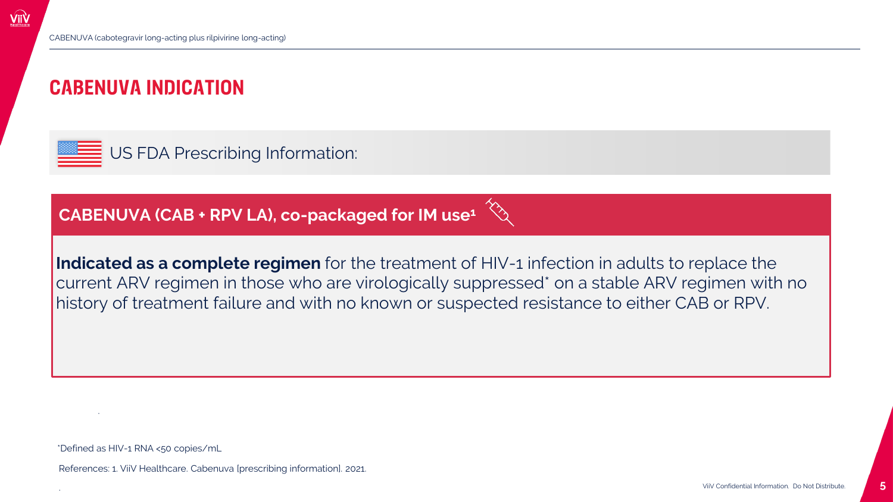# CABENUVA INDICATION

US FDA Prescribing Information:

## CABENUVA (CAB + RPV LA), co-packaged for IM use[1]

**Indicated as a complete regimen** for the treatment of HIV-1 infection in adults to replace the current ARV regimen in those who are virologically suppressed* on a stable ARV regimen with no history of treatment failure and with no known or suspected resistance to either CAB or RPV.

*Defined as HIV-1 RNA <50 copies/mL

References: 1. ViiV Healthcare. Cabenuva [prescribing information]. 2021.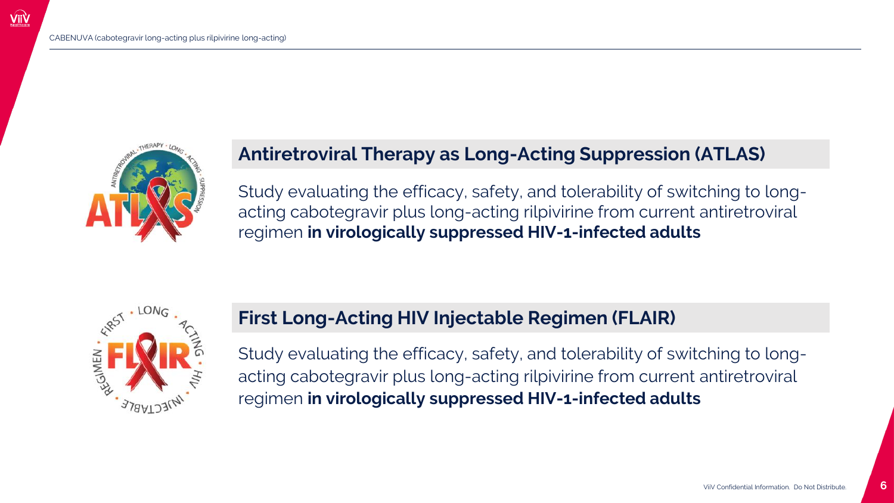## Antiretroviral Therapy as Long-Acting Suppression (ATLAS)

Study evaluating the efficacy, safety, and tolerability of switching to long-acting cabotegravir plus long-acting rilpivirine from current antiretroviral regimen **in virologically suppressed HIV-1-infected adults**

## First Long-Acting HIV Injectable Regimen (FLAIR)

Study evaluating the efficacy, safety, and tolerability of switching to long-acting cabotegravir plus long-acting rilpivirine from current antiretroviral regimen **in virologically suppressed HIV-1-infected adults**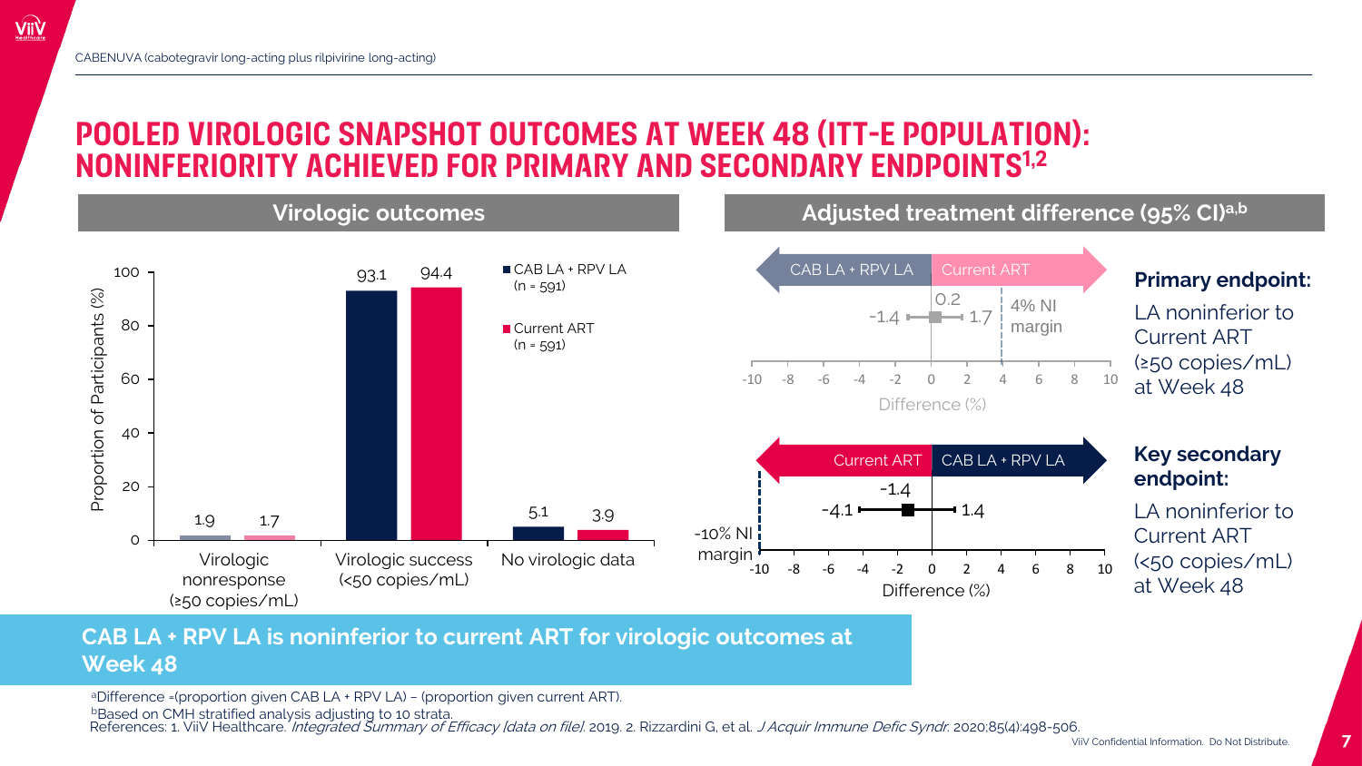CABENUVA (cabotegravir long-acting plus rilpivirine long-acting)

# POOLED VIROLOGIC SNAPSHOT OUTCOMES AT WEEK 48 (ITT-E POPULATION): NONINFERIORITY ACHIEVED FOR PRIMARY AND SECONDARY ENDPOINTS[1,2]

## Virologic outcomes

| Outcome | CAB LA + RPV LA (n = 591) | Current ART (n = 591) |
|---|---|---|
| Virologic nonresponse (≥50 copies/mL) | 1.9 | 1.7 |
| Virologic success (<50 copies/mL) | 93.1 | 94.4 |
| No virologic data | 5.1 | 3.9 |

Proportion of Participants (%)

## Adjusted treatment difference (95% CI)[a,b]

**Primary endpoint:** LA noninferior to Current ART (≥50 copies/mL) at Week 48

Favors CAB LA + RPV LA ← → Favors Current ART

Difference (%): 0.2 (95% CI: -1.4, 1.7); 4% NI margin

**Key secondary endpoint:** LA noninferior to Current ART (<50 copies/mL) at Week 48

Favors Current ART ← → Favors CAB LA + RPV LA

Difference (%): -1.4 (95% CI: -4.1, 1.4); -10% NI margin

**CAB LA + RPV LA is noninferior to current ART for virologic outcomes at Week 48**

[a]Difference =(proportion given CAB LA + RPV LA) – (proportion given current ART).

[b]Based on CMH stratified analysis adjusting to 10 strata.

References: 1. ViiV Healthcare. *Integrated Summary of Efficacy [data on file].* 2019. 2. Rizzardini G, et al. *J Acquir Immune Defic Syndr.* 2020;85(4):498-506.

ViiV Confidential Information. Do Not Distribute.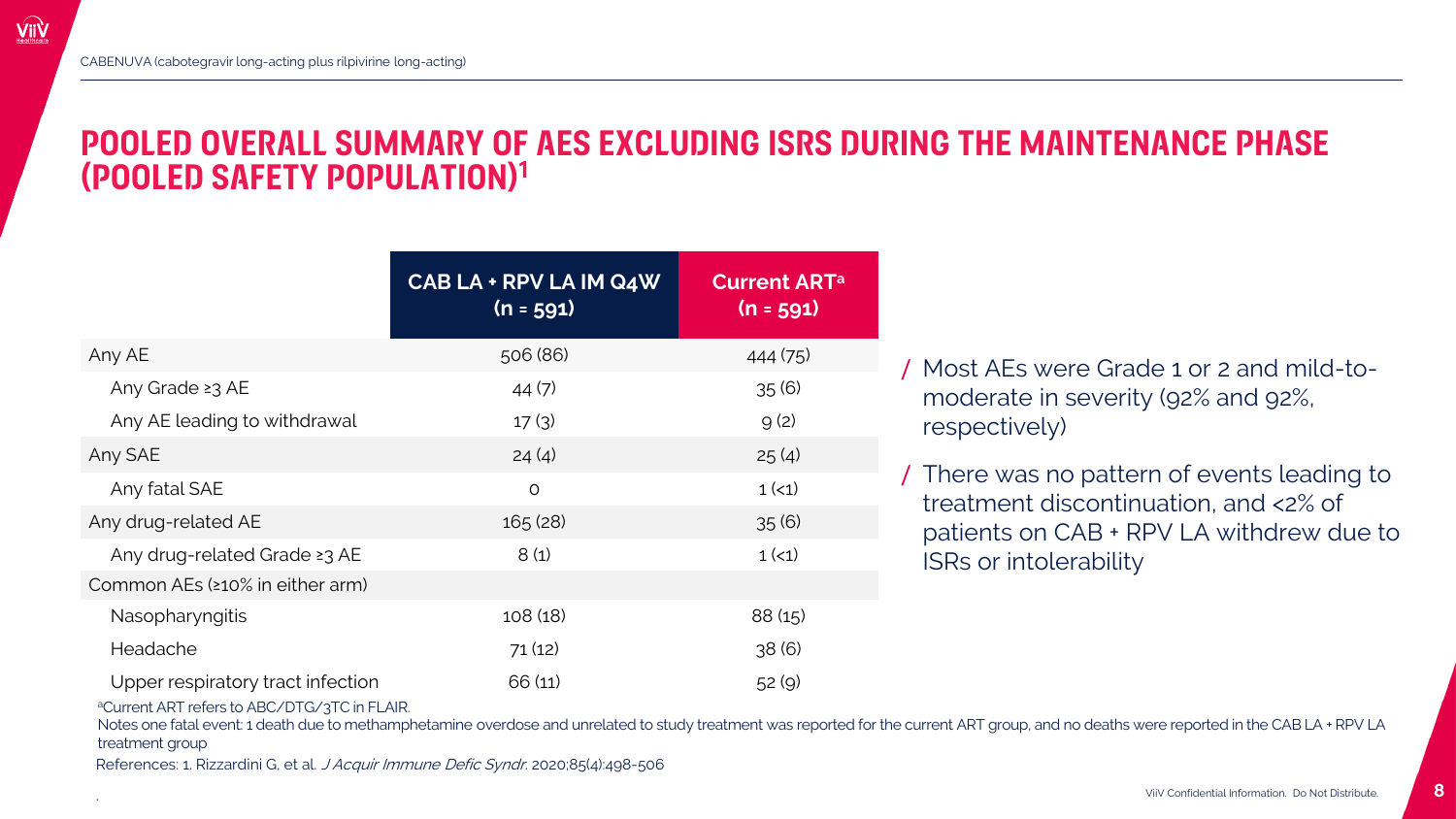# POOLED OVERALL SUMMARY OF AES EXCLUDING ISRS DURING THE MAINTENANCE PHASE (POOLED SAFETY POPULATION)[1]

| | CAB LA + RPV LA IM Q4W (n = 591) | Current ART[a] (n = 591) |
|---|---|---|
| Any AE | 506 (86) | 444 (75) |
| Any Grade ≥3 AE | 44 (7) | 35 (6) |
| Any AE leading to withdrawal | 17 (3) | 9 (2) |
| Any SAE | 24 (4) | 25 (4) |
| Any fatal SAE | 0 | 1 (<1) |
| Any drug-related AE | 165 (28) | 35 (6) |
| Any drug-related Grade ≥3 AE | 8 (1) | 1 (<1) |
| Common AEs (≥10% in either arm) | | |
| Nasopharyngitis | 108 (18) | 88 (15) |
| Headache | 71 (12) | 38 (6) |
| Upper respiratory tract infection | 66 (11) | 52 (9) |

- Most AEs were Grade 1 or 2 and mild-to-moderate in severity (92% and 92%, respectively)
- There was no pattern of events leading to treatment discontinuation, and <2% of patients on CAB + RPV LA withdrew due to ISRs or intolerability

[a]Current ART refers to ABC/DTG/3TC in FLAIR.

Notes one fatal event: 1 death due to methamphetamine overdose and unrelated to study treatment was reported for the current ART group, and no deaths were reported in the CAB LA + RPV LA treatment group

References: 1. Rizzardini G, et al. *J Acquir Immune Defic Syndr*. 2020;85(4):498-506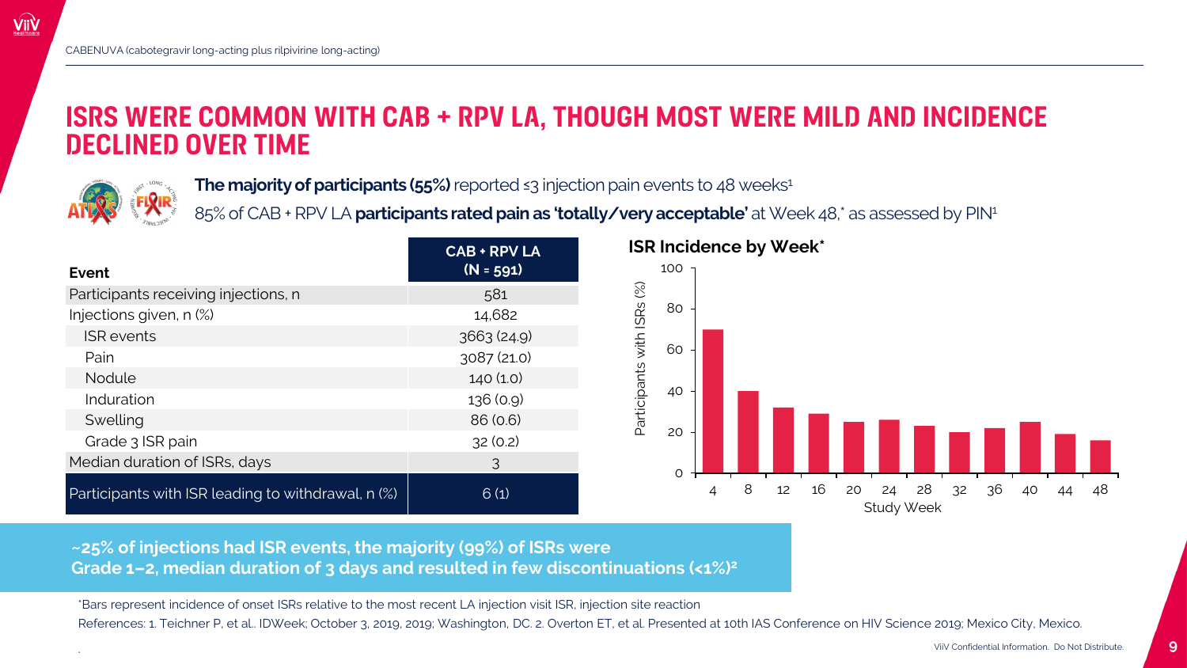CABENUVA (cabotegravir long-acting plus rilpivirine long-acting)

# ISRS WERE COMMON WITH CAB + RPV LA, THOUGH MOST WERE MILD AND INCIDENCE DECLINED OVER TIME

**The majority of participants (55%)** reported ≤3 injection pain events to 48 weeks[1]

85% of CAB + RPV LA **participants rated pain as 'totally/very acceptable'** at Week 48,* as assessed by PIN[1]

| Event | CAB + RPV LA (N = 591) |
|---|---|
| Participants receiving injections, n | 581 |
| Injections given, n (%) | 14,682 |
| ISR events | 3663 (24.9) |
| Pain | 3087 (21.0) |
| Nodule | 140 (1.0) |
| Induration | 136 (0.9) |
| Swelling | 86 (0.6) |
| Grade 3 ISR pain | 32 (0.2) |
| Median duration of ISRs, days | 3 |
| Participants with ISR leading to withdrawal, n (%) | 6 (1) |

**ISR Incidence by Week***

| Study Week | Participants with ISRs (%) (approx.) |
|---|---|
| 4 | 70 |
| 8 | 40 |
| 12 | 32 |
| 16 | 29 |
| 20 | 25 |
| 24 | 26 |
| 28 | 23 |
| 32 | 20 |
| 36 | 22 |
| 40 | 25 |
| 44 | 19 |
| 48 | 16 |

**~25% of injections had ISR events, the majority (99%) of ISRs were Grade 1–2, median duration of 3 days and resulted in few discontinuations (<1%)[2]**

*Bars represent incidence of onset ISRs relative to the most recent LA injection visit ISR, injection site reaction

References: 1. Teichner P, et al.. IDWeek; October 3, 2019, 2019; Washington, DC. 2. Overton ET, et al. Presented at 10th IAS Conference on HIV Science 2019; Mexico City, Mexico.

ViiV Confidential Information. Do Not Distribute.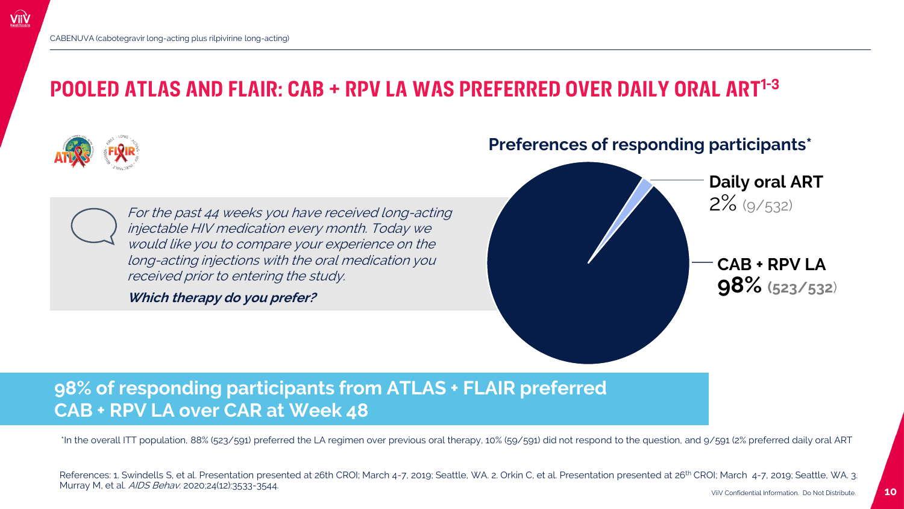CABENUVA (cabotegravir long-acting plus rilpivirine long-acting)

# POOLED ATLAS AND FLAIR: CAB + RPV LA WAS PREFERRED OVER DAILY ORAL ART[1-3]

*For the past 44 weeks you have received long-acting injectable HIV medication every month. Today we would like you to compare your experience on the long-acting injections with the oral medication you received prior to entering the study.*

***Which therapy do you prefer?***

**Preferences of responding participants***

**Daily oral ART**
2% (9/532)

**CAB + RPV LA**
**98%** (523/532)

**98% of responding participants from ATLAS + FLAIR preferred CAB + RPV LA over CAR at Week 48**

*In the overall ITT population, 88% (523/591) preferred the LA regimen over previous oral therapy, 10% (59/591) did not respond to the question, and 9/591 (2% preferred daily oral ART

References: 1. Swindells S, et al. Presentation presented at 26th CROI; March 4-7, 2019; Seattle, WA. 2. Orkin C, et al. Presentation presented at 26th CROI; March 4-7, 2019; Seattle, WA. 3. Murray M, et al. *AIDS Behav.* 2020;24(12):3533-3544.

ViiV Confidential Information. Do Not Distribute.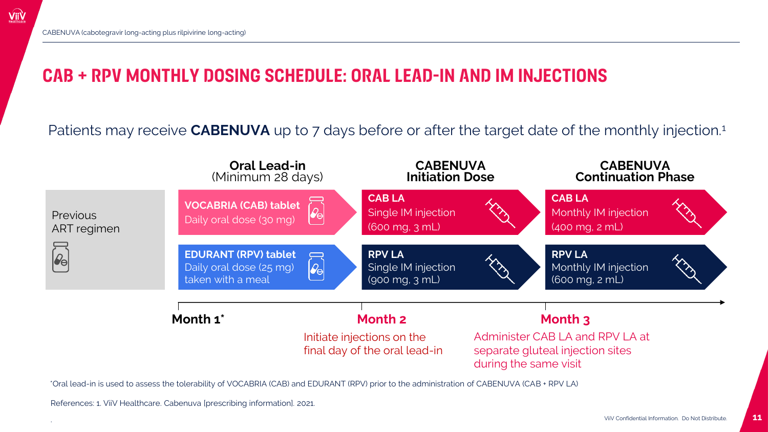# CAB + RPV MONTHLY DOSING SCHEDULE: ORAL LEAD-IN AND IM INJECTIONS

Patients may receive **CABENUVA** up to 7 days before or after the target date of the monthly injection.[1]

| | **Oral Lead-in** (Minimum 28 days) | **CABENUVA Initiation Dose** | **CABENUVA Continuation Phase** |
|---|---|---|---|
| Previous ART regimen | **VOCABRIA (CAB) tablet** Daily oral dose (30 mg) | **CAB LA** Single IM injection (600 mg, 3 mL) | **CAB LA** Monthly IM injection (400 mg, 2 mL) |
| | **EDURANT (RPV) tablet** Daily oral dose (25 mg) taken with a meal | **RPV LA** Single IM injection (900 mg, 3 mL) | **RPV LA** Monthly IM injection (600 mg, 2 mL) |
| | **Month 1*** | **Month 2** | **Month 3** |
| | | Initiate injections on the final day of the oral lead-in | Administer CAB LA and RPV LA at separate gluteal injection sites during the same visit |

*Oral lead-in is used to assess the tolerability of VOCABRIA (CAB) and EDURANT (RPV) prior to the administration of CABENUVA (CAB + RPV LA)

References: 1. ViiV Healthcare. Cabenuva [prescribing information]. 2021.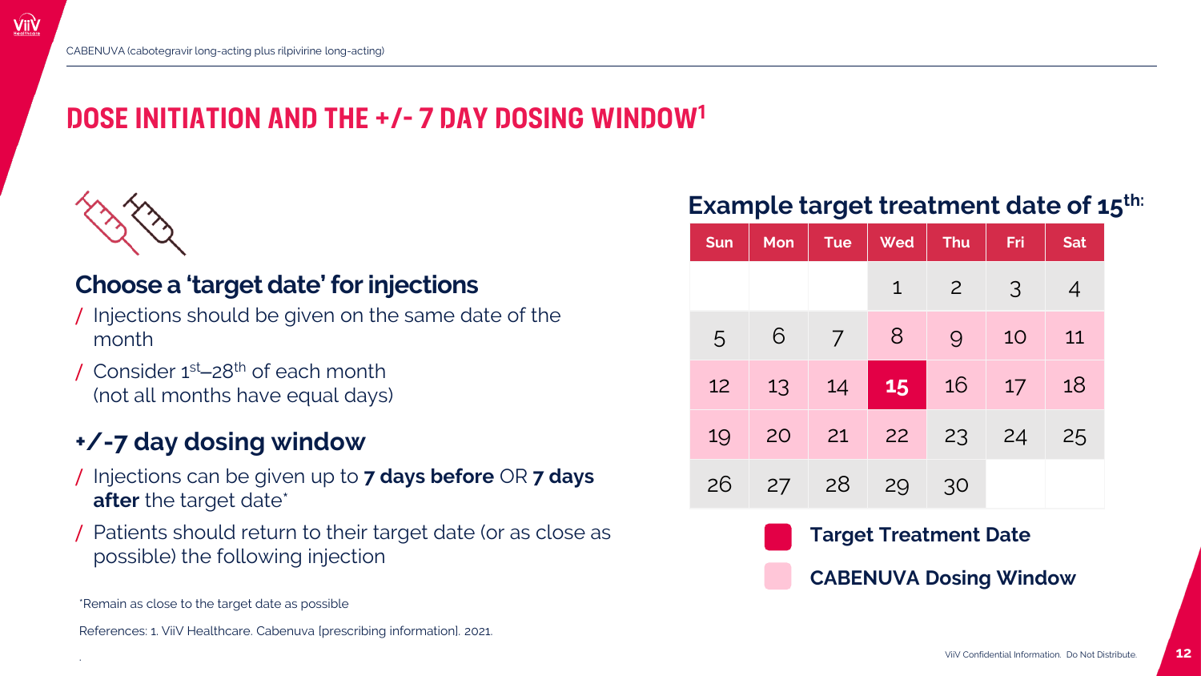# DOSE INITIATION AND THE +/- 7 DAY DOSING WINDOW[1]

## Choose a 'target date' for injections

/ Injections should be given on the same date of the month

/ Consider 1st–28th of each month (not all months have equal days)

## +/-7 day dosing window

/ Injections can be given up to **7 days before** OR **7 days after** the target date*

/ Patients should return to their target date (or as close as possible) the following injection

### Example target treatment date of 15th:

| Sun | Mon | Tue | Wed | Thu | Fri | Sat |
|---|---|---|---|---|---|---|
| | | | 1 | 2 | 3 | 4 |
| 5 | 6 | 7 | 8 | 9 | 10 | 11 |
| 12 | 13 | 14 | **15** | 16 | 17 | 18 |
| 19 | 20 | 21 | 22 | 23 | 24 | 25 |
| 26 | 27 | 28 | 29 | 30 | | |

**Target Treatment Date** (15)

**CABENUVA Dosing Window** (8–22)

*Remain as close to the target date as possible

References: 1. ViiV Healthcare. Cabenuva [prescribing information]. 2021.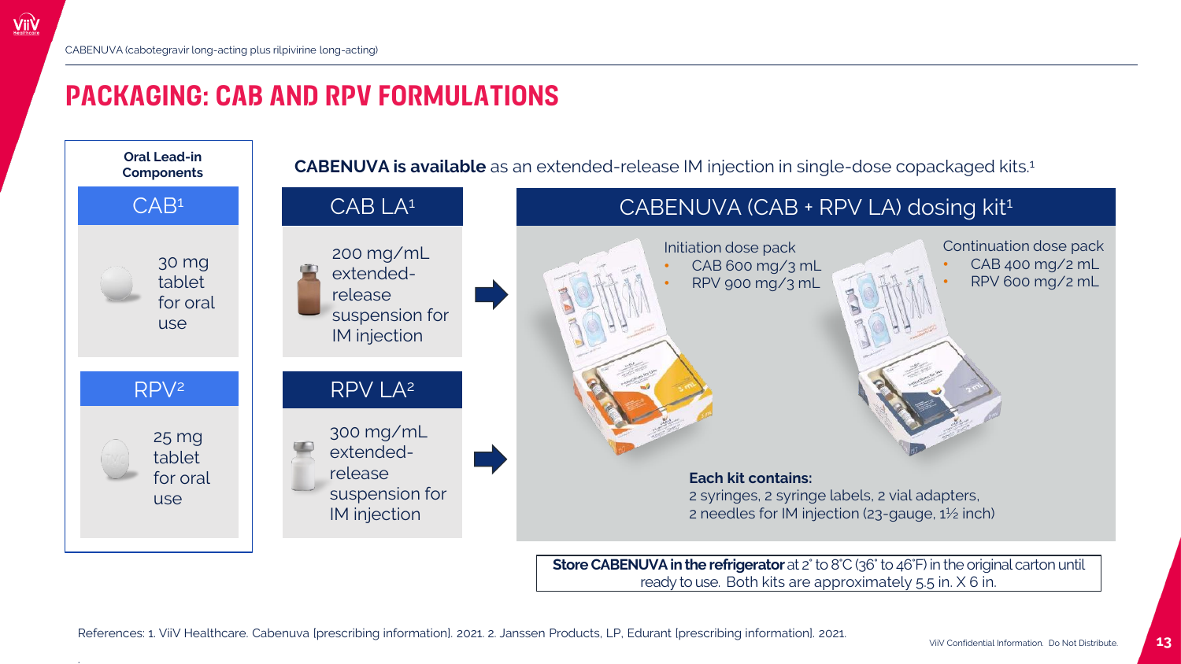# PACKAGING: CAB AND RPV FORMULATIONS

**CABENUVA is available** as an extended-release IM injection in single-dose copackaged kits.[1]

### Oral Lead-in Components

**CAB[1]**

30 mg tablet for oral use

**RPV[2]**

25 mg tablet for oral use

### CAB LA[1]

200 mg/mL extended-release suspension for IM injection

### RPV LA[2]

300 mg/mL extended-release suspension for IM injection

### CABENUVA (CAB + RPV LA) dosing kit[1]

Initiation dose pack
- CAB 600 mg/3 mL
- RPV 900 mg/3 mL

Continuation dose pack
- CAB 400 mg/2 mL
- RPV 600 mg/2 mL

**Each kit contains:**
2 syringes, 2 syringe labels, 2 vial adapters, 2 needles for IM injection (23-gauge, 1½ inch)

**Store CABENUVA in the refrigerator** at 2° to 8°C (36° to 46°F) in the original carton until ready to use. Both kits are approximately 5.5 in. X 6 in.

References: 1. ViiV Healthcare. Cabenuva [prescribing information]. 2021. 2. Janssen Products, LP, Edurant [prescribing information]. 2021.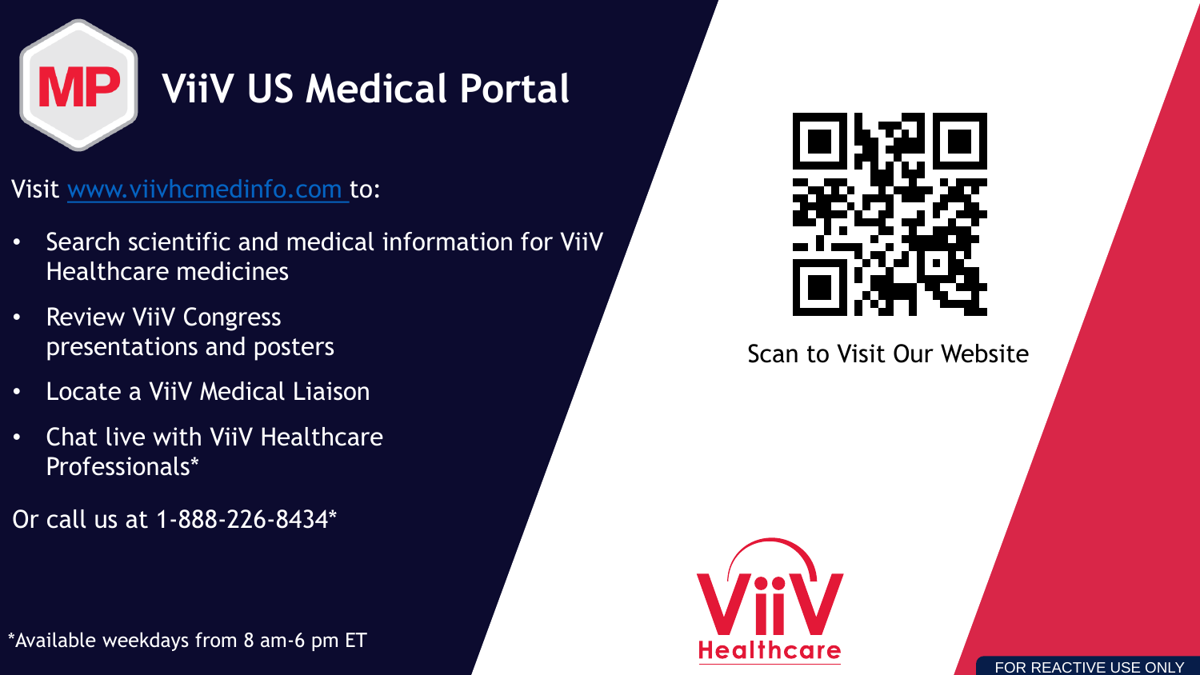# ViiV US Medical Portal

Visit www.viivhcmedinfo.com to:

- Search scientific and medical information for ViiV Healthcare medicines
- Review ViiV Congress presentations and posters
- Locate a ViiV Medical Liaison
- Chat live with ViiV Healthcare Professionals*

Or call us at 1-888-226-8434*

*Available weekdays from 8 am-6 pm ET

Scan to Visit Our Website

FOR REACTIVE USE ONLY